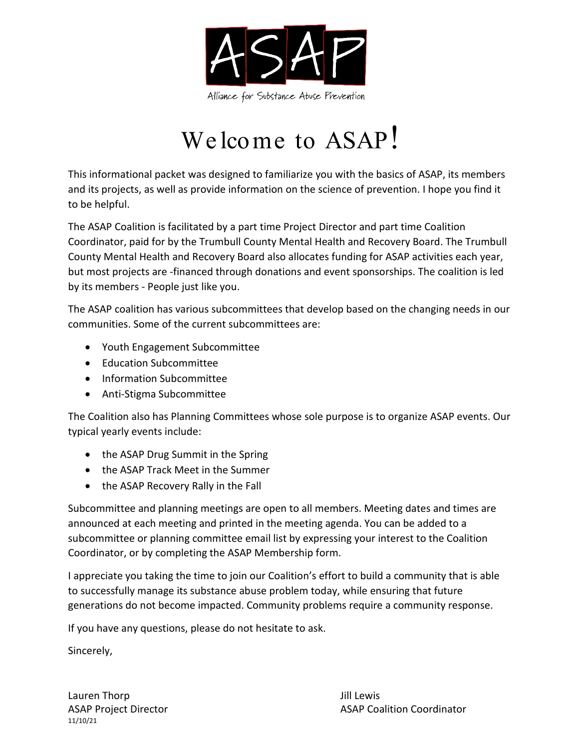# ASAP

Alliance for Substance Abuse Prevention

# Welcome to ASAP!

This informational packet was designed to familiarize you with the basics of ASAP, its members and its projects, as well as provide information on the science of prevention. I hope you find it to be helpful.

The ASAP Coalition is facilitated by a part time Project Director and part time Coalition Coordinator, paid for by the Trumbull County Mental Health and Recovery Board. The Trumbull County Mental Health and Recovery Board also allocates funding for ASAP activities each year, but most projects are -financed through donations and event sponsorships. The coalition is led by its members - People just like you.

The ASAP coalition has various subcommittees that develop based on the changing needs in our communities. Some of the current subcommittees are:

- Youth Engagement Subcommittee
- Education Subcommittee
- Information Subcommittee
- Anti-Stigma Subcommittee

The Coalition also has Planning Committees whose sole purpose is to organize ASAP events. Our typical yearly events include:

- the ASAP Drug Summit in the Spring
- the ASAP Track Meet in the Summer
- the ASAP Recovery Rally in the Fall

Subcommittee and planning meetings are open to all members. Meeting dates and times are announced at each meeting and printed in the meeting agenda. You can be added to a subcommittee or planning committee email list by expressing your interest to the Coalition Coordinator, or by completing the ASAP Membership form.

I appreciate you taking the time to join our Coalition's effort to build a community that is able to successfully manage its substance abuse problem today, while ensuring that future generations do not become impacted. Community problems require a community response.

If you have any questions, please do not hesitate to ask.

Sincerely,

Lauren Thorp
ASAP Project Director

Jill Lewis
ASAP Coalition Coordinator

11/10/21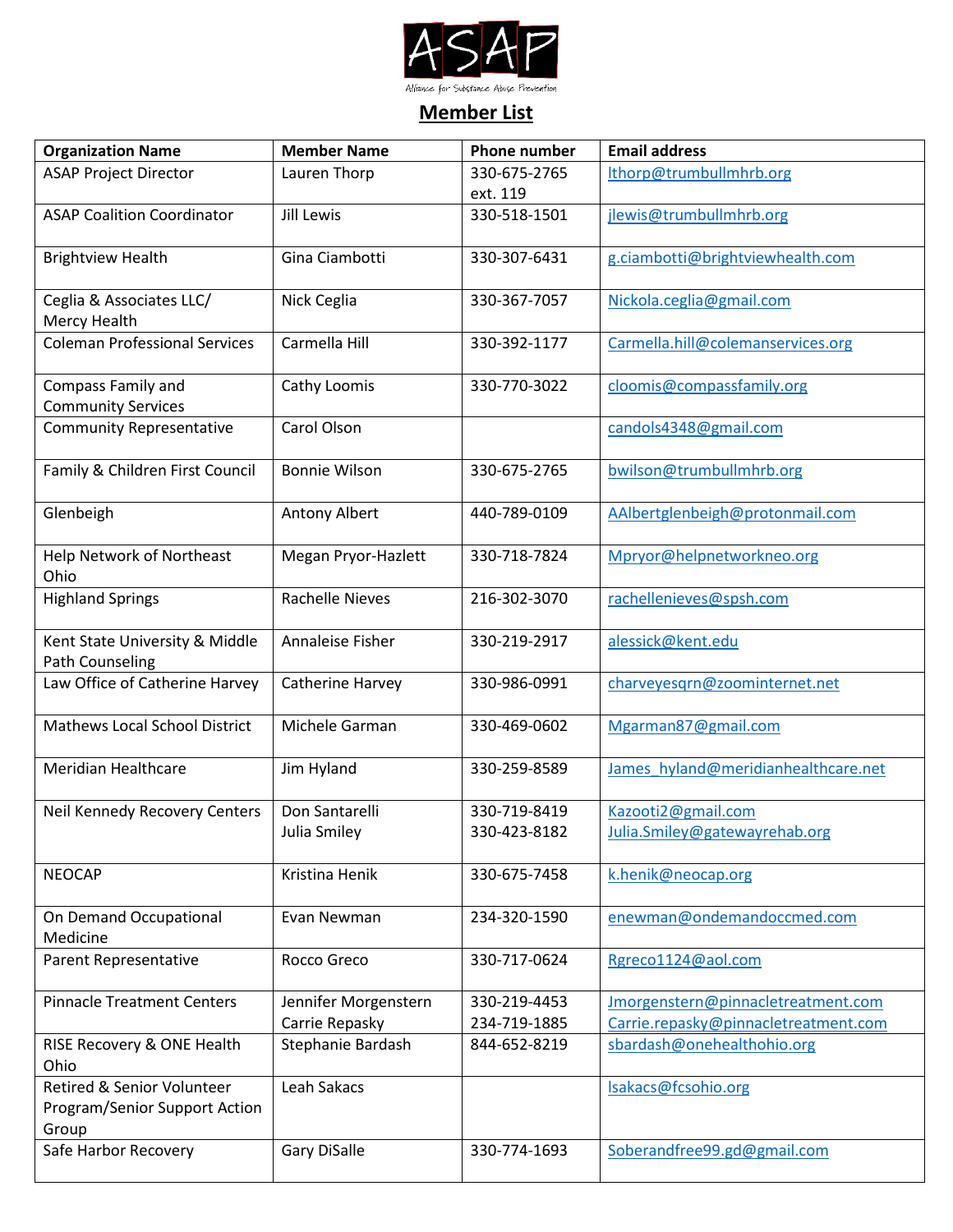ASAP

Alliance for Substance Abuse Prevention

## Member List

| Organization Name | Member Name | Phone number | Email address |
|---|---|---|---|
| ASAP Project Director | Lauren Thorp | 330-675-2765 ext. 119 | lthorp@trumbullmhrb.org |
| ASAP Coalition Coordinator | Jill Lewis | 330-518-1501 | jlewis@trumbullmhrb.org |
| Brightview Health | Gina Ciambotti | 330-307-6431 | g.ciambotti@brightviewhealth.com |
| Ceglia & Associates LLC/ Mercy Health | Nick Ceglia | 330-367-7057 | Nickola.ceglia@gmail.com |
| Coleman Professional Services | Carmella Hill | 330-392-1177 | Carmella.hill@colemanservices.org |
| Compass Family and Community Services | Cathy Loomis | 330-770-3022 | cloomis@compassfamily.org |
| Community Representative | Carol Olson | | candols4348@gmail.com |
| Family & Children First Council | Bonnie Wilson | 330-675-2765 | bwilson@trumbullmhrb.org |
| Glenbeigh | Antony Albert | 440-789-0109 | AAlbertglenbeigh@protonmail.com |
| Help Network of Northeast Ohio | Megan Pryor-Hazlett | 330-718-7824 | Mpryor@helpnetworkneo.org |
| Highland Springs | Rachelle Nieves | 216-302-3070 | rachellenieves@spsh.com |
| Kent State University & Middle Path Counseling | Annaleise Fisher | 330-219-2917 | alessick@kent.edu |
| Law Office of Catherine Harvey | Catherine Harvey | 330-986-0991 | charveyesqrn@zoominternet.net |
| Mathews Local School District | Michele Garman | 330-469-0602 | Mgarman87@gmail.com |
| Meridian Healthcare | Jim Hyland | 330-259-8589 | James_hyland@meridianhealthcare.net |
| Neil Kennedy Recovery Centers | Don Santarelli<br>Julia Smiley | 330-719-8419<br>330-423-8182 | Kazooti2@gmail.com<br>Julia.Smiley@gatewayrehab.org |
| NEOCAP | Kristina Henik | 330-675-7458 | k.henik@neocap.org |
| On Demand Occupational Medicine | Evan Newman | 234-320-1590 | enewman@ondemandoccmed.com |
| Parent Representative | Rocco Greco | 330-717-0624 | Rgreco1124@aol.com |
| Pinnacle Treatment Centers | Jennifer Morgenstern<br>Carrie Repasky | 330-219-4453<br>234-719-1885 | Jmorgenstern@pinnacletreatment.com<br>Carrie.repasky@pinnacletreatment.com |
| RISE Recovery & ONE Health Ohio | Stephanie Bardash | 844-652-8219 | sbardash@onehealthohio.org |
| Retired & Senior Volunteer Program/Senior Support Action Group | Leah Sakacs | | lsakacs@fcsohio.org |
| Safe Harbor Recovery | Gary DiSalle | 330-774-1693 | Soberandfree99.gd@gmail.com |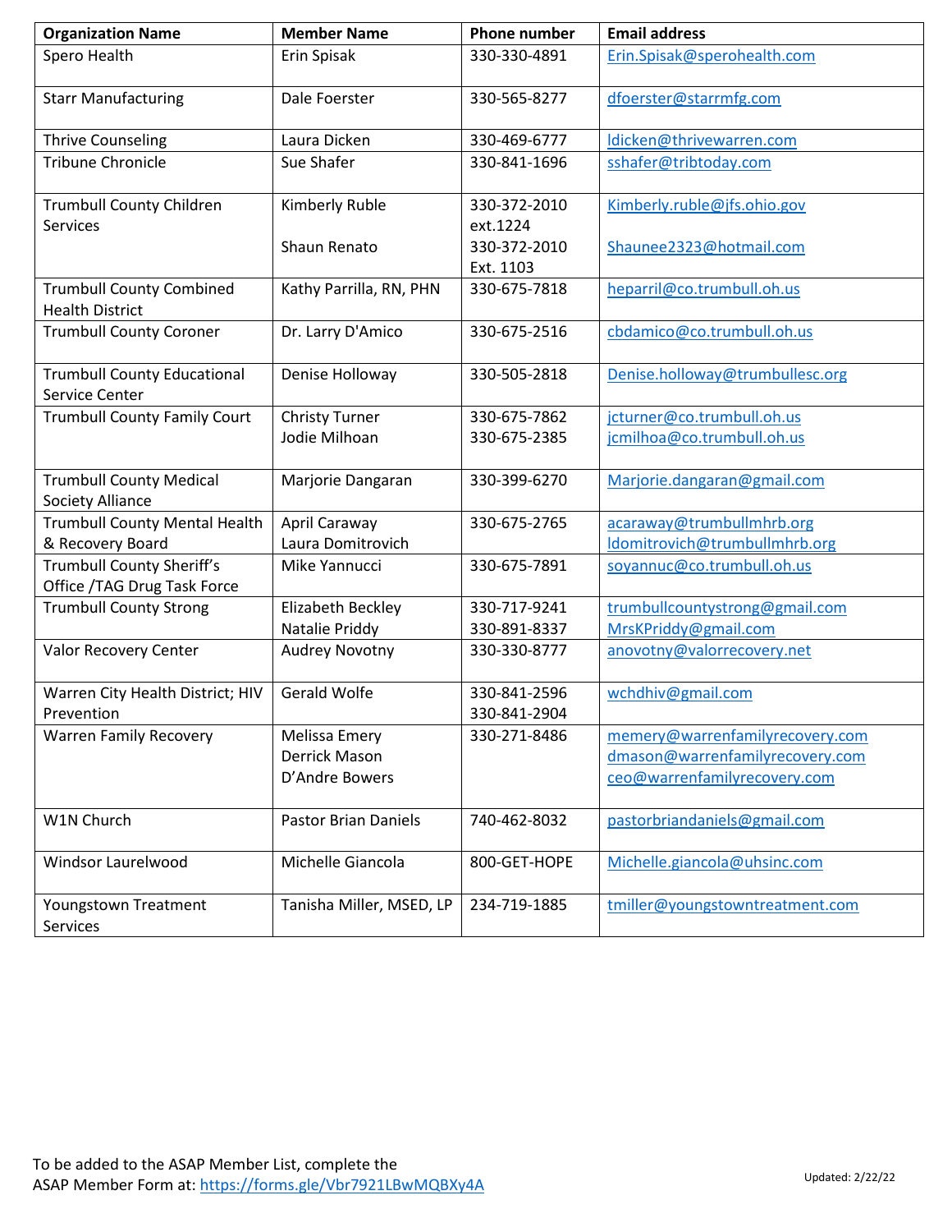| Organization Name | Member Name | Phone number | Email address |
|---|---|---|---|
| Spero Health | Erin Spisak | 330-330-4891 | Erin.Spisak@sperohealth.com |
| Starr Manufacturing | Dale Foerster | 330-565-8277 | dfoerster@starrmfg.com |
| Thrive Counseling | Laura Dicken | 330-469-6777 | ldicken@thrivewarren.com |
| Tribune Chronicle | Sue Shafer | 330-841-1696 | sshafer@tribtoday.com |
| Trumbull County Children Services | Kimberly Ruble<br><br>Shaun Renato | 330-372-2010 ext.1224<br>330-372-2010 Ext. 1103 | Kimberly.ruble@jfs.ohio.gov<br><br>Shaunee2323@hotmail.com |
| Trumbull County Combined Health District | Kathy Parrilla, RN, PHN | 330-675-7818 | heparril@co.trumbull.oh.us |
| Trumbull County Coroner | Dr. Larry D'Amico | 330-675-2516 | cbdamico@co.trumbull.oh.us |
| Trumbull County Educational Service Center | Denise Holloway | 330-505-2818 | Denise.holloway@trumbullesc.org |
| Trumbull County Family Court | Christy Turner<br>Jodie Milhoan | 330-675-7862<br>330-675-2385 | jcturner@co.trumbull.oh.us<br>jcmilhoa@co.trumbull.oh.us |
| Trumbull County Medical Society Alliance | Marjorie Dangaran | 330-399-6270 | Marjorie.dangaran@gmail.com |
| Trumbull County Mental Health & Recovery Board | April Caraway<br>Laura Domitrovich | 330-675-2765 | acaraway@trumbullmhrb.org<br>ldomitrovich@trumbullmhrb.org |
| Trumbull County Sheriff's Office /TAG Drug Task Force | Mike Yannucci | 330-675-7891 | soyannuc@co.trumbull.oh.us |
| Trumbull County Strong | Elizabeth Beckley<br>Natalie Priddy | 330-717-9241<br>330-891-8337 | trumbullcountystrong@gmail.com<br>MrsKPriddy@gmail.com |
| Valor Recovery Center | Audrey Novotny | 330-330-8777 | anovotny@valorrecovery.net |
| Warren City Health District; HIV Prevention | Gerald Wolfe | 330-841-2596<br>330-841-2904 | wchdhiv@gmail.com |
| Warren Family Recovery | Melissa Emery<br>Derrick Mason<br>D'Andre Bowers | 330-271-8486 | memery@warrenfamilyrecovery.com<br>dmason@warrenfamilyrecovery.com<br>ceo@warrenfamilyrecovery.com |
| W1N Church | Pastor Brian Daniels | 740-462-8032 | pastorbriandaniels@gmail.com |
| Windsor Laurelwood | Michelle Giancola | 800-GET-HOPE | Michelle.giancola@uhsinc.com |
| Youngstown Treatment Services | Tanisha Miller, MSED, LP | 234-719-1885 | tmiller@youngstowntreatment.com |

To be added to the ASAP Member List, complete the ASAP Member Form at: https://forms.gle/Vbr7921LBwMQBXy4A

Updated: 2/22/22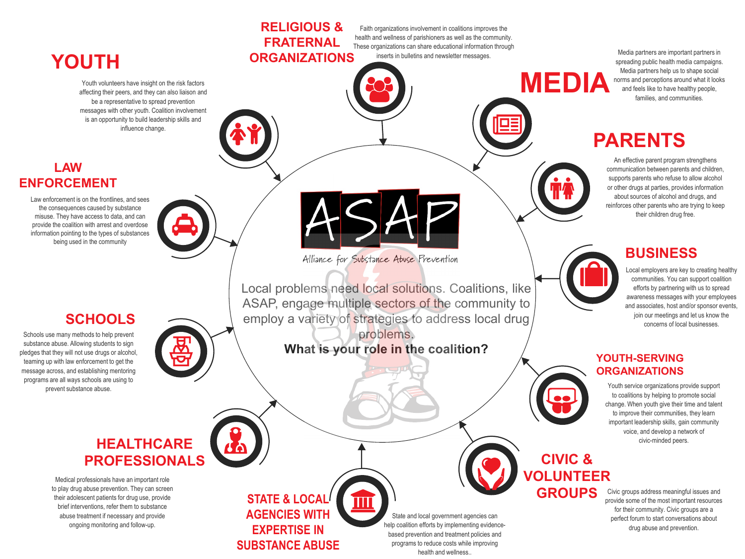# ASAP

*Alliance for Substance Abuse Prevention*

Local problems need local solutions. Coalitions, like ASAP, engage multiple sectors of the community to employ a variety of strategies to address local drug problems.

**What is your role in the coalition?**

## YOUTH

Youth volunteers have insight on the risk factors affecting their peers, and they can also liaison and be a representative to spread prevention messages with other youth. Coalition involvement is an opportunity to build leadership skills and influence change.

## RELIGIOUS & FRATERNAL ORGANIZATIONS

Faith organizations involvement in coalitions improves the health and wellness of parishioners as well as the community. These organizations can share educational information through inserts in bulletins and newsletter messages.

## MEDIA

Media partners are important partners in spreading public health media campaigns. Media partners help us to shape social norms and perceptions around what it looks and feels like to have healthy people, families, and communities.

## PARENTS

An effective parent program strengthens communication between parents and children, supports parents who refuse to allow alcohol or other drugs at parties, provides information about sources of alcohol and drugs, and reinforces other parents who are trying to keep their children drug free.

## BUSINESS

Local employers are key to creating healthy communities. You can support coalition efforts by partnering with us to spread awareness messages with your employees and associates, host and/or sponsor events, join our meetings and let us know the concerns of local businesses.

## YOUTH-SERVING ORGANIZATIONS

Youth service organizations provide support to coalitions by helping to promote social change. When youth give their time and talent to improve their communities, they learn important leadership skills, gain community voice, and develop a network of civic-minded peers.

## CIVIC & VOLUNTEER GROUPS

Civic groups address meaningful issues and provide some of the most important resources for their community. Civic groups are a perfect forum to start conversations about drug abuse and prevention.

## STATE & LOCAL AGENCIES WITH EXPERTISE IN SUBSTANCE ABUSE

State and local government agencies can help coalition efforts by implementing evidence-based prevention and treatment policies and programs to reduce costs while improving health and wellness..

## HEALTHCARE PROFESSIONALS

Medical professionals have an important role to play drug abuse prevention. They can screen their adolescent patients for drug use, provide brief interventions, refer them to substance abuse treatment if necessary and provide ongoing monitoring and follow-up.

## SCHOOLS

Schools use many methods to help prevent substance abuse. Allowing students to sign pledges that they will not use drugs or alcohol, teaming up with law enforcement to get the message across, and establishing mentoring programs are all ways schools are using to prevent substance abuse.

## LAW ENFORCEMENT

Law enforcement is on the frontlines, and sees the consequences caused by substance misuse. They have access to data, and can provide the coalition with arrest and overdose information pointing to the types of substances being used in the community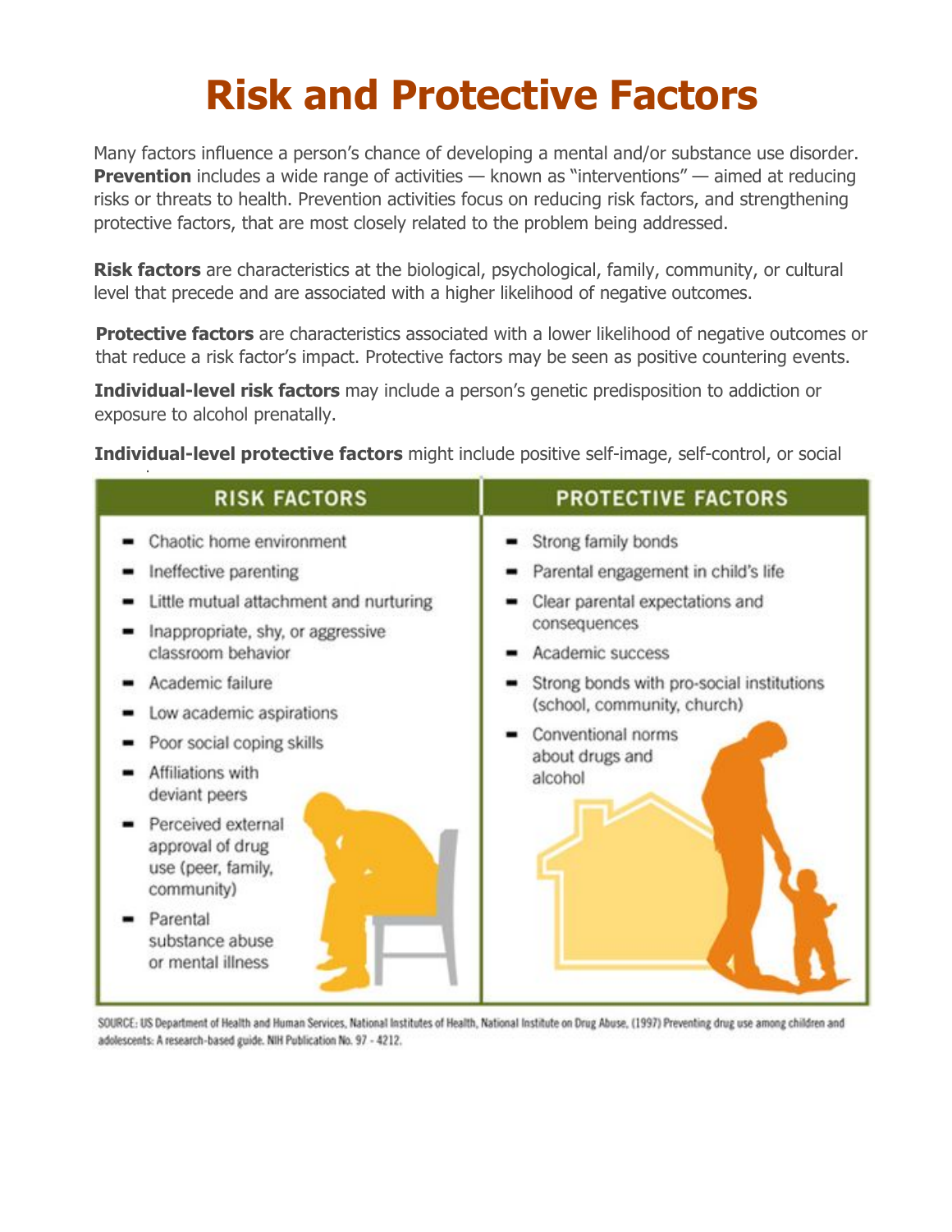# Risk and Protective Factors

Many factors influence a person's chance of developing a mental and/or substance use disorder. **Prevention** includes a wide range of activities — known as "interventions" — aimed at reducing risks or threats to health. Prevention activities focus on reducing risk factors, and strengthening protective factors, that are most closely related to the problem being addressed.

**Risk factors** are characteristics at the biological, psychological, family, community, or cultural level that precede and are associated with a higher likelihood of negative outcomes.

**Protective factors** are characteristics associated with a lower likelihood of negative outcomes or that reduce a risk factor's impact. Protective factors may be seen as positive countering events.

**Individual-level risk factors** may include a person's genetic predisposition to addiction or exposure to alcohol prenatally.

**Individual-level protective factors** might include positive self-image, self-control, or social

| RISK FACTORS | PROTECTIVE FACTORS |
|---|---|
| Chaotic home environment | Strong family bonds |
| Ineffective parenting | Parental engagement in child's life |
| Little mutual attachment and nurturing | Clear parental expectations and consequences |
| Inappropriate, shy, or aggressive classroom behavior | Academic success |
| Academic failure | Strong bonds with pro-social institutions (school, community, church) |
| Low academic aspirations | Conventional norms about drugs and alcohol |
| Poor social coping skills | |
| Affiliations with deviant peers | |
| Perceived external approval of drug use (peer, family, community) | |
| Parental substance abuse or mental illness | |

SOURCE: US Department of Health and Human Services, National Institutes of Health, National Institute on Drug Abuse, (1997) Preventing drug use among children and adolescents: A research-based guide. NIH Publication No. 97 - 4212.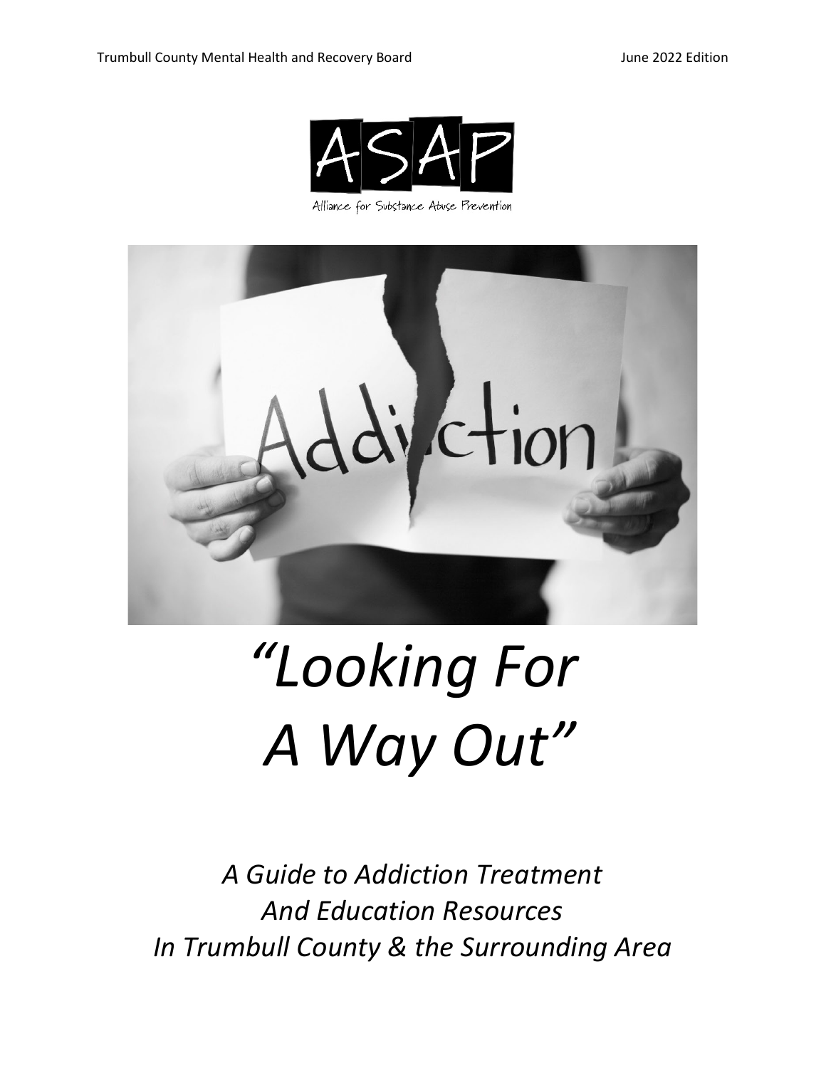# ASAP

Alliance for Substance Abuse Prevention

# *"Looking For A Way Out"*

*A Guide to Addiction Treatment*
*And Education Resources*
*In Trumbull County & the Surrounding Area*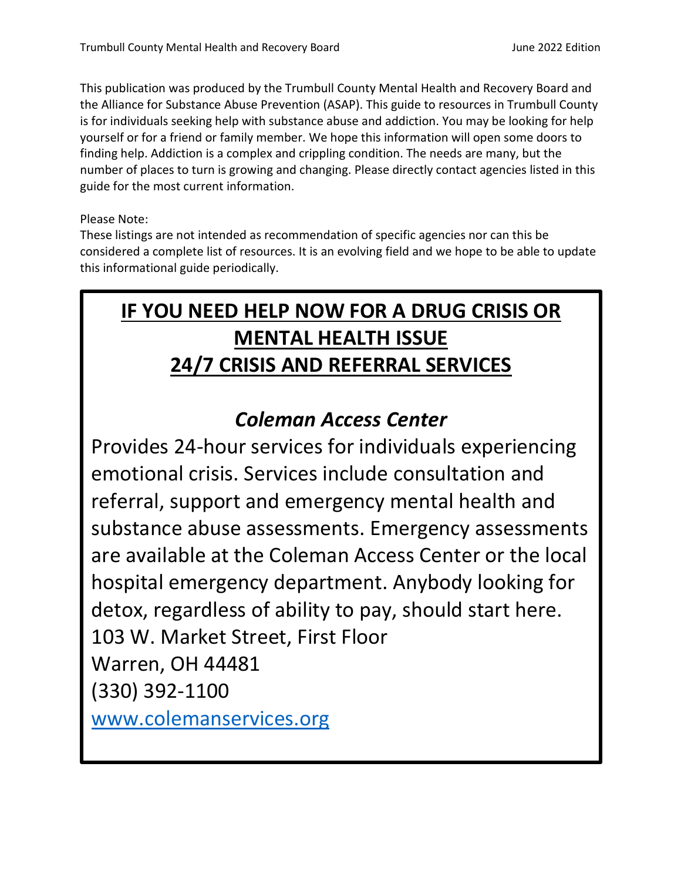This publication was produced by the Trumbull County Mental Health and Recovery Board and the Alliance for Substance Abuse Prevention (ASAP). This guide to resources in Trumbull County is for individuals seeking help with substance abuse and addiction. You may be looking for help yourself or for a friend or family member. We hope this information will open some doors to finding help. Addiction is a complex and crippling condition. The needs are many, but the number of places to turn is growing and changing. Please directly contact agencies listed in this guide for the most current information.

Please Note:
These listings are not intended as recommendation of specific agencies nor can this be considered a complete list of resources. It is an evolving field and we hope to be able to update this informational guide periodically.

# IF YOU NEED HELP NOW FOR A DRUG CRISIS OR MENTAL HEALTH ISSUE 24/7 CRISIS AND REFERRAL SERVICES

## *Coleman Access Center*

Provides 24-hour services for individuals experiencing emotional crisis. Services include consultation and referral, support and emergency mental health and substance abuse assessments. Emergency assessments are available at the Coleman Access Center or the local hospital emergency department. Anybody looking for detox, regardless of ability to pay, should start here.

103 W. Market Street, First Floor
Warren, OH 44481
(330) 392-1100
www.colemanservices.org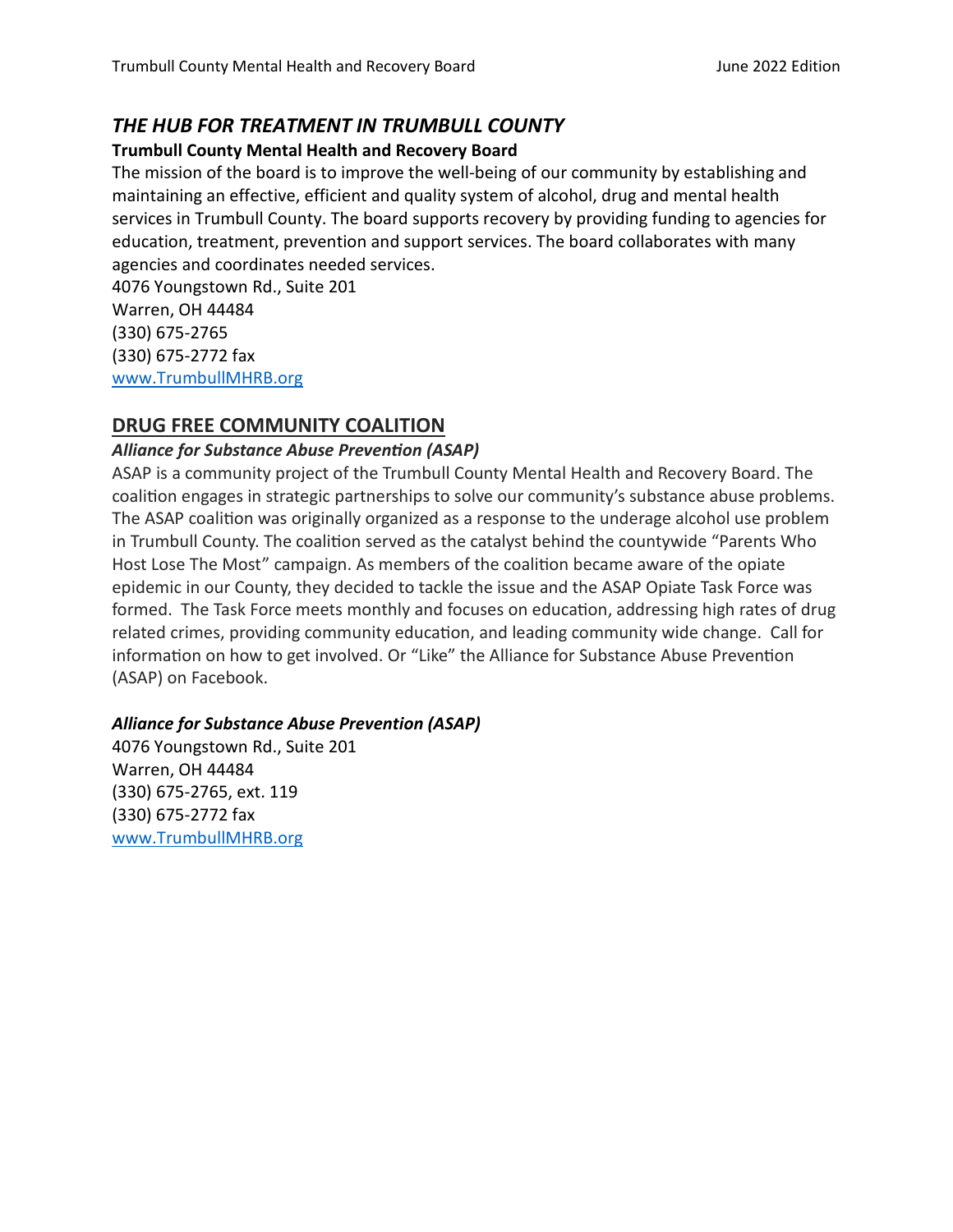## *THE HUB FOR TREATMENT IN TRUMBULL COUNTY*

**Trumbull County Mental Health and Recovery Board**

The mission of the board is to improve the well-being of our community by establishing and maintaining an effective, efficient and quality system of alcohol, drug and mental health services in Trumbull County. The board supports recovery by providing funding to agencies for education, treatment, prevention and support services. The board collaborates with many agencies and coordinates needed services.

4076 Youngstown Rd., Suite 201
Warren, OH 44484
(330) 675-2765
(330) 675-2772 fax
[www.TrumbullMHRB.org](http://www.TrumbullMHRB.org)

## DRUG FREE COMMUNITY COALITION

***Alliance for Substance Abuse Prevention (ASAP)***

ASAP is a community project of the Trumbull County Mental Health and Recovery Board. The coalition engages in strategic partnerships to solve our community's substance abuse problems. The ASAP coalition was originally organized as a response to the underage alcohol use problem in Trumbull County. The coalition served as the catalyst behind the countywide "Parents Who Host Lose The Most" campaign. As members of the coalition became aware of the opiate epidemic in our County, they decided to tackle the issue and the ASAP Opiate Task Force was formed. The Task Force meets monthly and focuses on education, addressing high rates of drug related crimes, providing community education, and leading community wide change. Call for information on how to get involved. Or "Like" the Alliance for Substance Abuse Prevention (ASAP) on Facebook.

***Alliance for Substance Abuse Prevention (ASAP)***

4076 Youngstown Rd., Suite 201
Warren, OH 44484
(330) 675-2765, ext. 119
(330) 675-2772 fax
[www.TrumbullMHRB.org](http://www.TrumbullMHRB.org)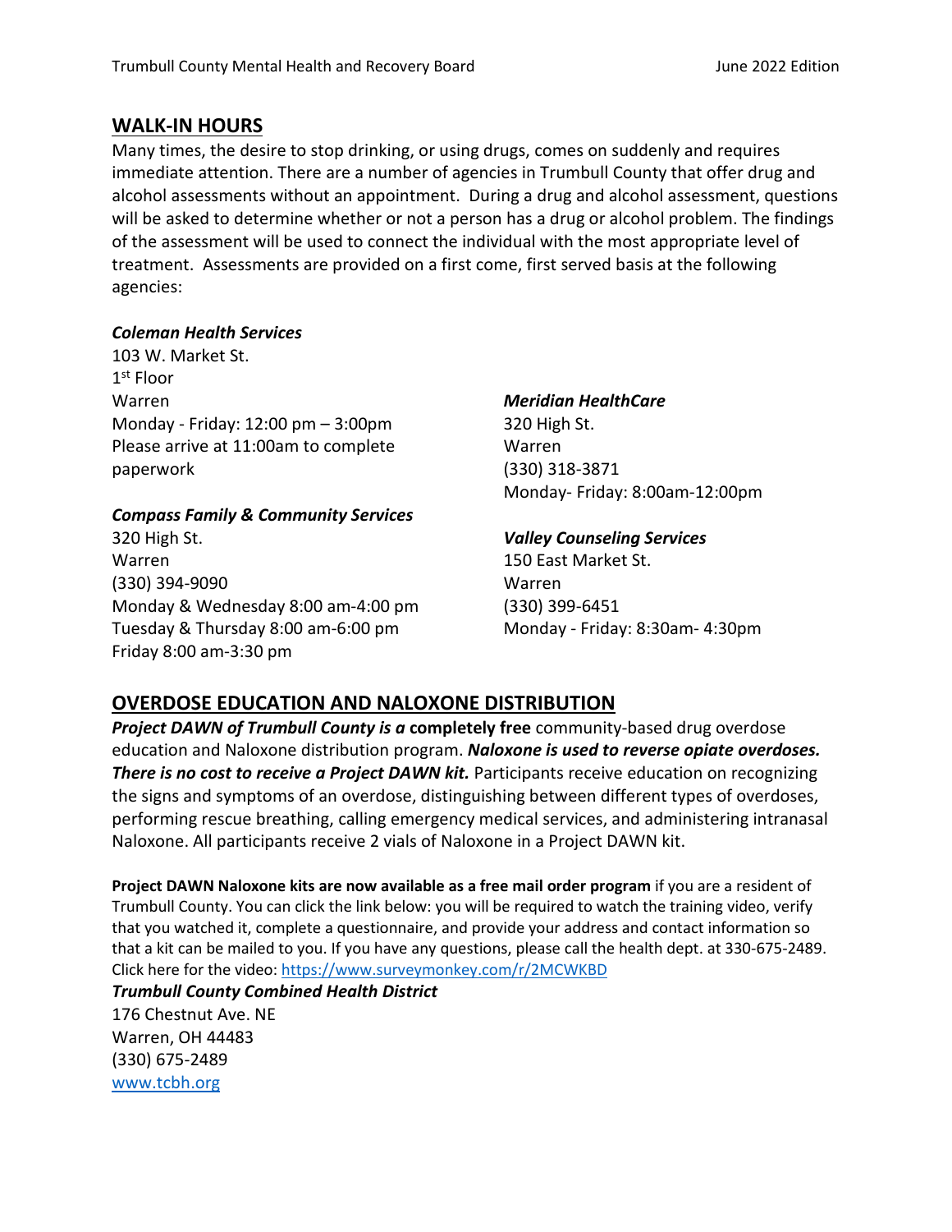## WALK-IN HOURS

Many times, the desire to stop drinking, or using drugs, comes on suddenly and requires immediate attention. There are a number of agencies in Trumbull County that offer drug and alcohol assessments without an appointment. During a drug and alcohol assessment, questions will be asked to determine whether or not a person has a drug or alcohol problem. The findings of the assessment will be used to connect the individual with the most appropriate level of treatment. Assessments are provided on a first come, first served basis at the following agencies:

***Coleman Health Services***
103 W. Market St.
1st Floor
Warren
Monday - Friday: 12:00 pm – 3:00pm
Please arrive at 11:00am to complete paperwork

***Compass Family & Community Services***
320 High St.
Warren
(330) 394-9090
Monday & Wednesday 8:00 am-4:00 pm
Tuesday & Thursday 8:00 am-6:00 pm
Friday 8:00 am-3:30 pm

***Meridian HealthCare***
320 High St.
Warren
(330) 318-3871
Monday- Friday: 8:00am-12:00pm

***Valley Counseling Services***
150 East Market St.
Warren
(330) 399-6451
Monday - Friday: 8:30am- 4:30pm

## OVERDOSE EDUCATION AND NALOXONE DISTRIBUTION

***Project DAWN of Trumbull County is a*** **completely free** community-based drug overdose education and Naloxone distribution program. ***Naloxone is used to reverse opiate overdoses. There is no cost to receive a Project DAWN kit.*** Participants receive education on recognizing the signs and symptoms of an overdose, distinguishing between different types of overdoses, performing rescue breathing, calling emergency medical services, and administering intranasal Naloxone. All participants receive 2 vials of Naloxone in a Project DAWN kit.

**Project DAWN Naloxone kits are now available as a free mail order program** if you are a resident of Trumbull County. You can click the link below: you will be required to watch the training video, verify that you watched it, complete a questionnaire, and provide your address and contact information so that a kit can be mailed to you. If you have any questions, please call the health dept. at 330-675-2489. Click here for the video: https://www.surveymonkey.com/r/2MCWKBD

***Trumbull County Combined Health District***
176 Chestnut Ave. NE
Warren, OH 44483
(330) 675-2489
www.tcbh.org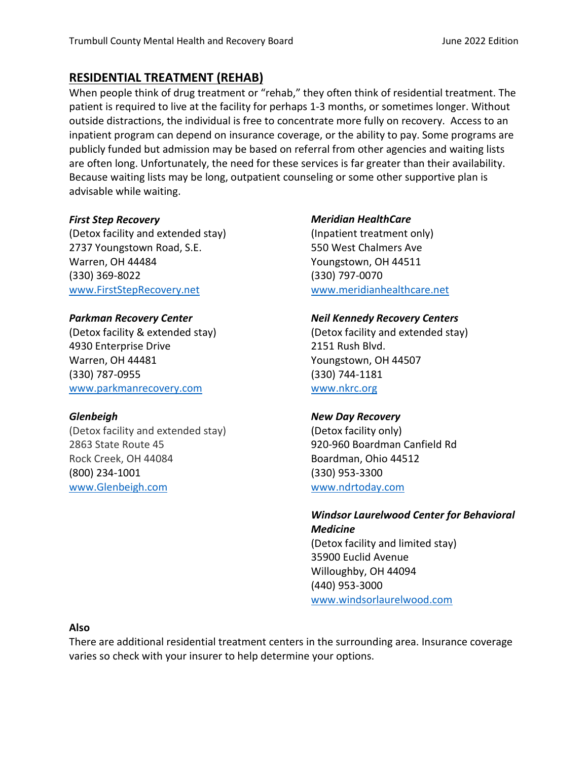## RESIDENTIAL TREATMENT (REHAB)

When people think of drug treatment or "rehab," they often think of residential treatment. The patient is required to live at the facility for perhaps 1-3 months, or sometimes longer. Without outside distractions, the individual is free to concentrate more fully on recovery. Access to an inpatient program can depend on insurance coverage, or the ability to pay. Some programs are publicly funded but admission may be based on referral from other agencies and waiting lists are often long. Unfortunately, the need for these services is far greater than their availability. Because waiting lists may be long, outpatient counseling or some other supportive plan is advisable while waiting.

***First Step Recovery***
(Detox facility and extended stay)
2737 Youngstown Road, S.E.
Warren, OH 44484
(330) 369-8022
www.FirstStepRecovery.net

***Parkman Recovery Center***
(Detox facility & extended stay)
4930 Enterprise Drive
Warren, OH 44481
(330) 787-0955
www.parkmanrecovery.com

***Glenbeigh***
(Detox facility and extended stay)
2863 State Route 45
Rock Creek, OH 44084
(800) 234-1001
www.Glenbeigh.com

***Meridian HealthCare***
(Inpatient treatment only)
550 West Chalmers Ave
Youngstown, OH 44511
(330) 797-0070
www.meridianhealthcare.net

***Neil Kennedy Recovery Centers***
(Detox facility and extended stay)
2151 Rush Blvd.
Youngstown, OH 44507
(330) 744-1181
www.nkrc.org

***New Day Recovery***
(Detox facility only)
920-960 Boardman Canfield Rd
Boardman, Ohio 44512
(330) 953-3300
www.ndrtoday.com

***Windsor Laurelwood Center for Behavioral Medicine***
(Detox facility and limited stay)
35900 Euclid Avenue
Willoughby, OH 44094
(440) 953-3000
www.windsorlaurelwood.com

**Also**

There are additional residential treatment centers in the surrounding area. Insurance coverage varies so check with your insurer to help determine your options.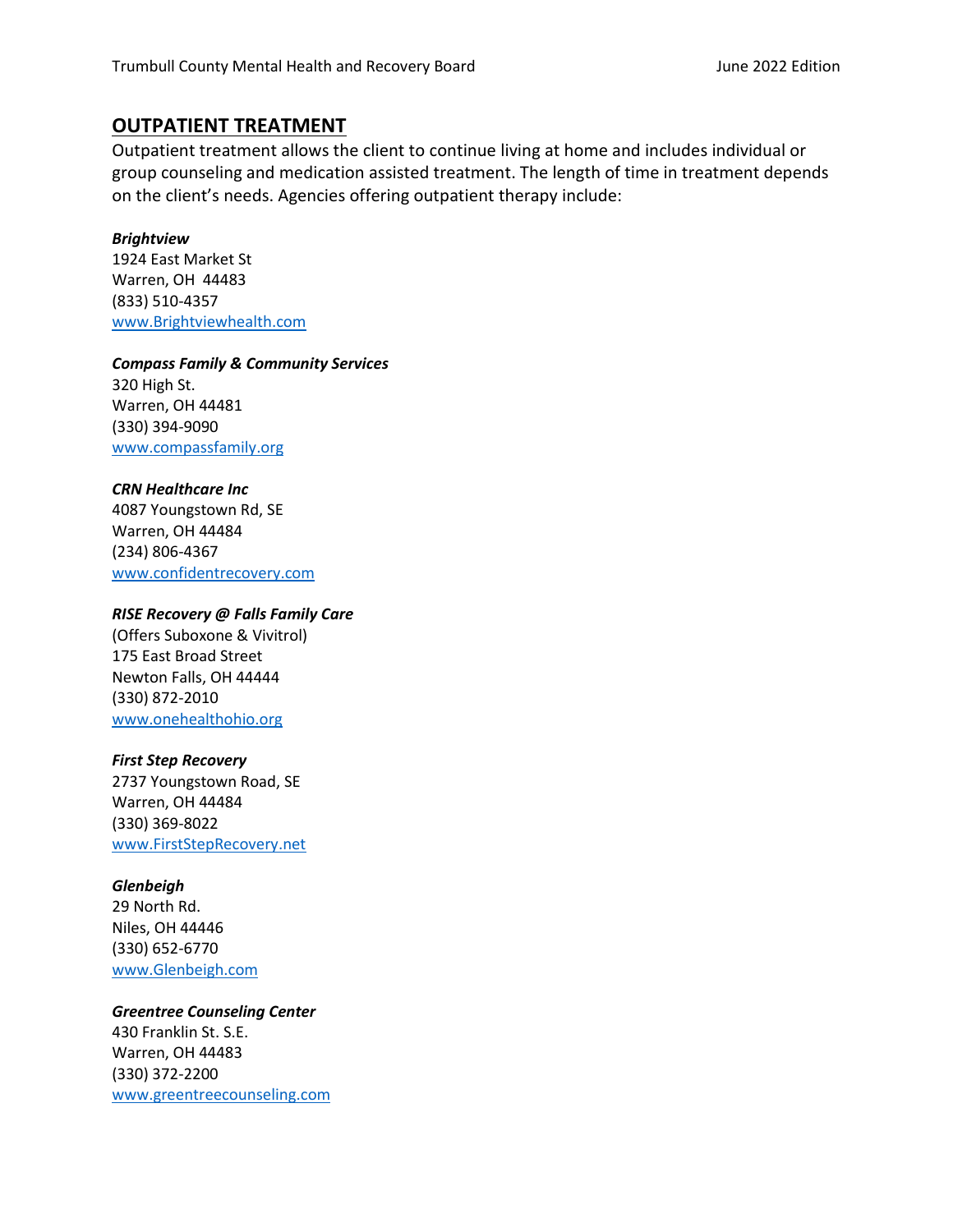## OUTPATIENT TREATMENT

Outpatient treatment allows the client to continue living at home and includes individual or group counseling and medication assisted treatment. The length of time in treatment depends on the client's needs. Agencies offering outpatient therapy include:

***Brightview***
1924 East Market St
Warren, OH 44483
(833) 510-4357
www.Brightviewhealth.com

***Compass Family & Community Services***
320 High St.
Warren, OH 44481
(330) 394-9090
www.compassfamily.org

***CRN Healthcare Inc***
4087 Youngstown Rd, SE
Warren, OH 44484
(234) 806-4367
www.confidentrecovery.com

***RISE Recovery @ Falls Family Care***
(Offers Suboxone & Vivitrol)
175 East Broad Street
Newton Falls, OH 44444
(330) 872-2010
www.onehealthohio.org

***First Step Recovery***
2737 Youngstown Road, SE
Warren, OH 44484
(330) 369-8022
www.FirstStepRecovery.net

***Glenbeigh***
29 North Rd.
Niles, OH 44446
(330) 652-6770
www.Glenbeigh.com

***Greentree Counseling Center***
430 Franklin St. S.E.
Warren, OH 44483
(330) 372-2200
www.greentreecounseling.com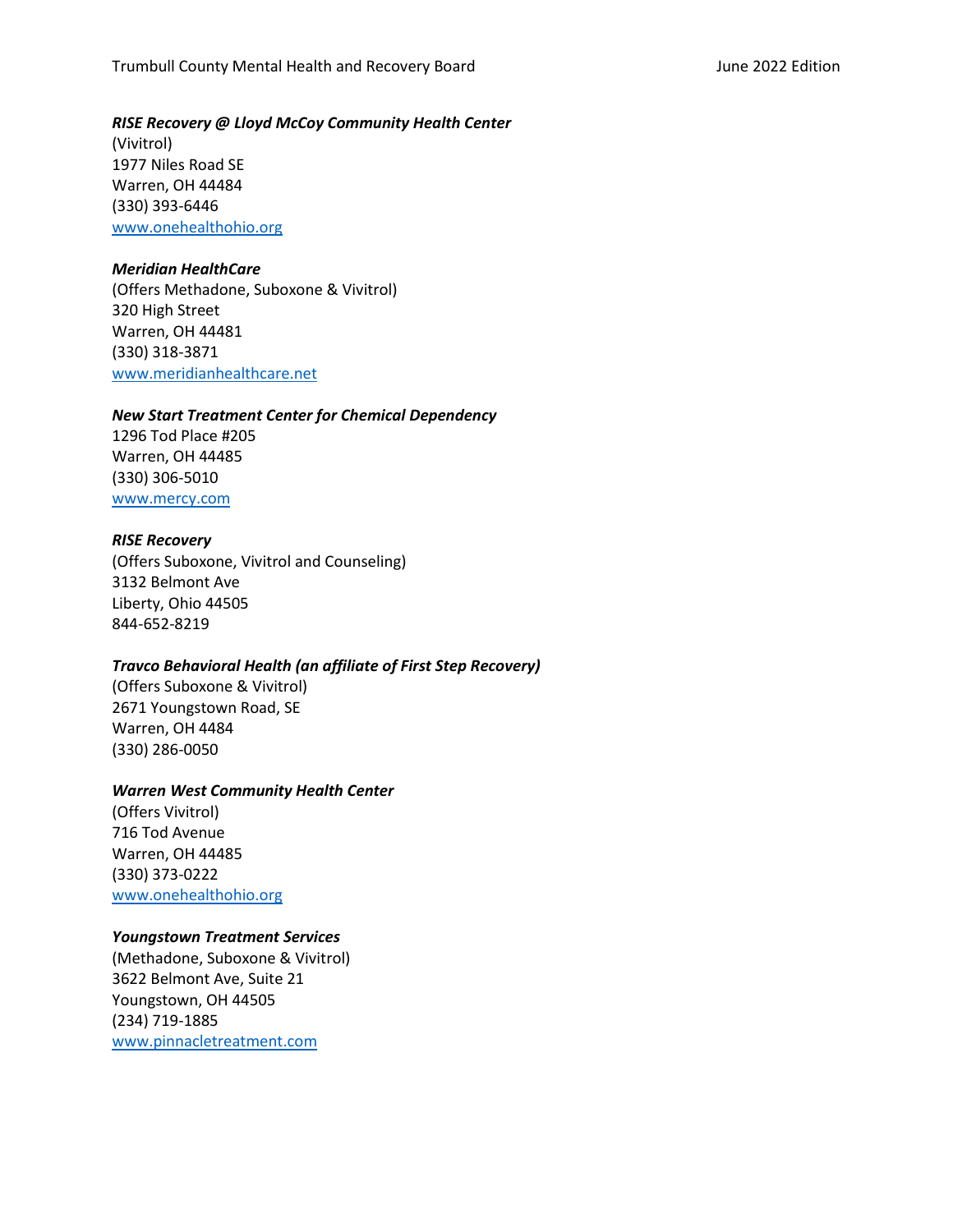***RISE Recovery @ Lloyd McCoy Community Health Center***
(Vivitrol)
1977 Niles Road SE
Warren, OH 44484
(330) 393-6446
www.onehealthohio.org

***Meridian HealthCare***
(Offers Methadone, Suboxone & Vivitrol)
320 High Street
Warren, OH 44481
(330) 318-3871
www.meridianhealthcare.net

***New Start Treatment Center for Chemical Dependency***
1296 Tod Place #205
Warren, OH 44485
(330) 306-5010
www.mercy.com

***RISE Recovery***
(Offers Suboxone, Vivitrol and Counseling)
3132 Belmont Ave
Liberty, Ohio 44505
844-652-8219

***Travco Behavioral Health (an affiliate of First Step Recovery)***
(Offers Suboxone & Vivitrol)
2671 Youngstown Road, SE
Warren, OH 4484
(330) 286-0050

***Warren West Community Health Center***
(Offers Vivitrol)
716 Tod Avenue
Warren, OH 44485
(330) 373-0222
www.onehealthohio.org

***Youngstown Treatment Services***
(Methadone, Suboxone & Vivitrol)
3622 Belmont Ave, Suite 21
Youngstown, OH 44505
(234) 719-1885
www.pinnacletreatment.com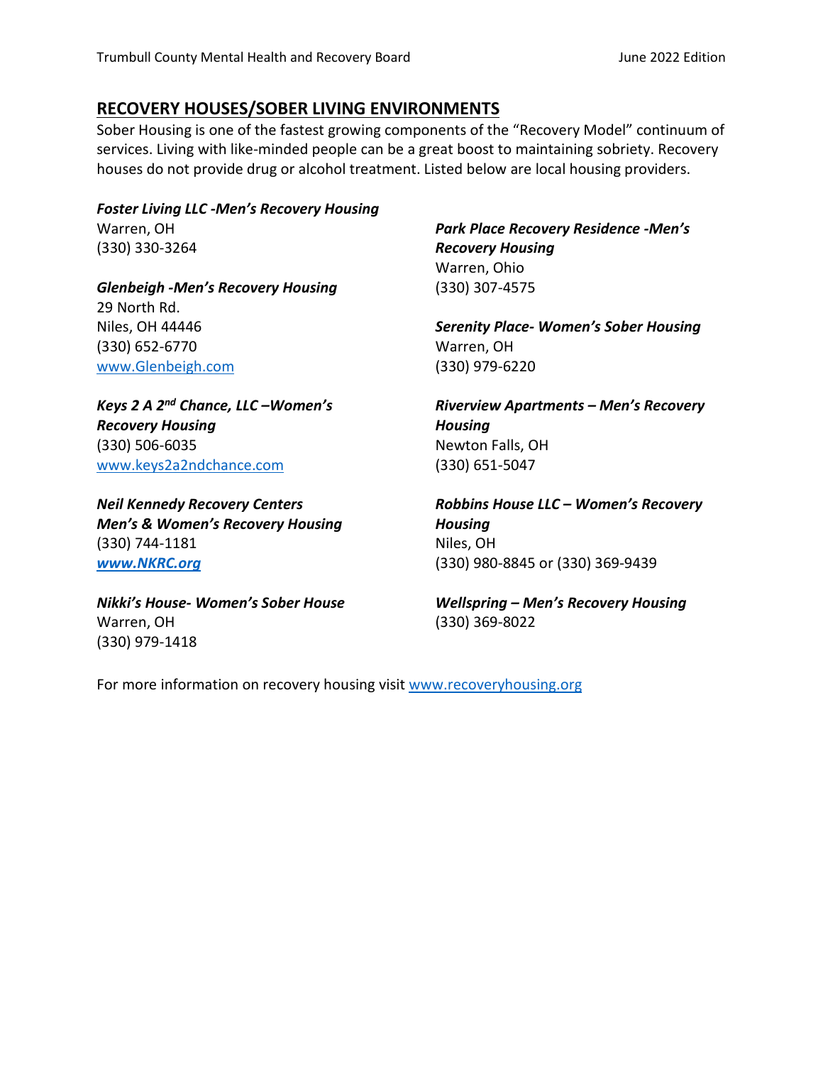## RECOVERY HOUSES/SOBER LIVING ENVIRONMENTS

Sober Housing is one of the fastest growing components of the "Recovery Model" continuum of services. Living with like-minded people can be a great boost to maintaining sobriety. Recovery houses do not provide drug or alcohol treatment. Listed below are local housing providers.

***Foster Living LLC -Men's Recovery Housing***
Warren, OH
(330) 330-3264

***Glenbeigh -Men's Recovery Housing***
29 North Rd.
Niles, OH 44446
(330) 652-6770
www.Glenbeigh.com

***Keys 2 A 2nd Chance, LLC –Women's Recovery Housing***
(330) 506-6035
www.keys2a2ndchance.com

***Neil Kennedy Recovery Centers Men's & Women's Recovery Housing***
(330) 744-1181
***www.NKRC.org***

***Nikki's House- Women's Sober House***
Warren, OH
(330) 979-1418

***Park Place Recovery Residence -Men's Recovery Housing***
Warren, Ohio
(330) 307-4575

***Serenity Place- Women's Sober Housing***
Warren, OH
(330) 979-6220

***Riverview Apartments – Men's Recovery Housing***
Newton Falls, OH
(330) 651-5047

***Robbins House LLC – Women's Recovery Housing***
Niles, OH
(330) 980-8845 or (330) 369-9439

***Wellspring – Men's Recovery Housing***
(330) 369-8022

For more information on recovery housing visit www.recoveryhousing.org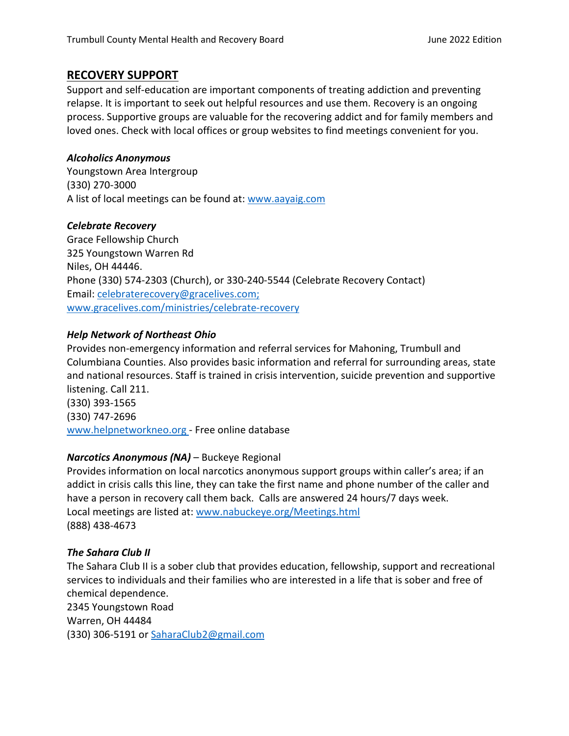## RECOVERY SUPPORT

Support and self-education are important components of treating addiction and preventing relapse. It is important to seek out helpful resources and use them. Recovery is an ongoing process. Supportive groups are valuable for the recovering addict and for family members and loved ones. Check with local offices or group websites to find meetings convenient for you.

***Alcoholics Anonymous***
Youngstown Area Intergroup
(330) 270-3000
A list of local meetings can be found at: www.aayaig.com

***Celebrate Recovery***
Grace Fellowship Church
325 Youngstown Warren Rd
Niles, OH 44446.
Phone (330) 574-2303 (Church), or 330-240-5544 (Celebrate Recovery Contact)
Email: celebraterecovery@gracelives.com;
www.gracelives.com/ministries/celebrate-recovery

***Help Network of Northeast Ohio***
Provides non-emergency information and referral services for Mahoning, Trumbull and Columbiana Counties. Also provides basic information and referral for surrounding areas, state and national resources. Staff is trained in crisis intervention, suicide prevention and supportive listening. Call 211.
(330) 393-1565
(330) 747-2696
www.helpnetworkneo.org - Free online database

***Narcotics Anonymous (NA)*** – Buckeye Regional
Provides information on local narcotics anonymous support groups within caller's area; if an addict in crisis calls this line, they can take the first name and phone number of the caller and have a person in recovery call them back. Calls are answered 24 hours/7 days week.
Local meetings are listed at: www.nabuckeye.org/Meetings.html
(888) 438-4673

***The Sahara Club II***
The Sahara Club II is a sober club that provides education, fellowship, support and recreational services to individuals and their families who are interested in a life that is sober and free of chemical dependence.
2345 Youngstown Road
Warren, OH 44484
(330) 306-5191 or SaharaClub2@gmail.com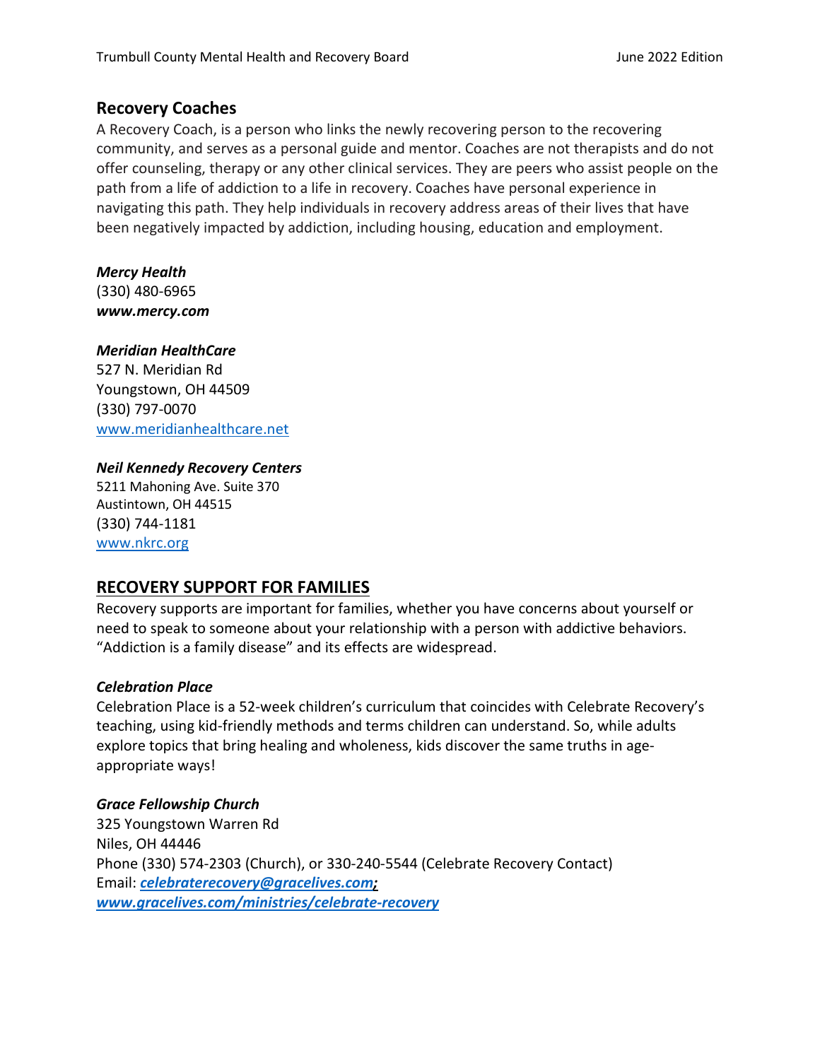## Recovery Coaches

A Recovery Coach, is a person who links the newly recovering person to the recovering community, and serves as a personal guide and mentor. Coaches are not therapists and do not offer counseling, therapy or any other clinical services. They are peers who assist people on the path from a life of addiction to a life in recovery. Coaches have personal experience in navigating this path. They help individuals in recovery address areas of their lives that have been negatively impacted by addiction, including housing, education and employment.

***Mercy Health***
(330) 480-6965
***www.mercy.com***

***Meridian HealthCare***
527 N. Meridian Rd
Youngstown, OH 44509
(330) 797-0070
www.meridianhealthcare.net

***Neil Kennedy Recovery Centers***
5211 Mahoning Ave. Suite 370
Austintown, OH 44515
(330) 744-1181
www.nkrc.org

## RECOVERY SUPPORT FOR FAMILIES

Recovery supports are important for families, whether you have concerns about yourself or need to speak to someone about your relationship with a person with addictive behaviors. "Addiction is a family disease" and its effects are widespread.

***Celebration Place***
Celebration Place is a 52-week children's curriculum that coincides with Celebrate Recovery's teaching, using kid-friendly methods and terms children can understand. So, while adults explore topics that bring healing and wholeness, kids discover the same truths in age-appropriate ways!

***Grace Fellowship Church***
325 Youngstown Warren Rd
Niles, OH 44446
Phone (330) 574-2303 (Church), or 330-240-5544 (Celebrate Recovery Contact)
Email: ***celebraterecovery@gracelives.com***;
***www.gracelives.com/ministries/celebrate-recovery***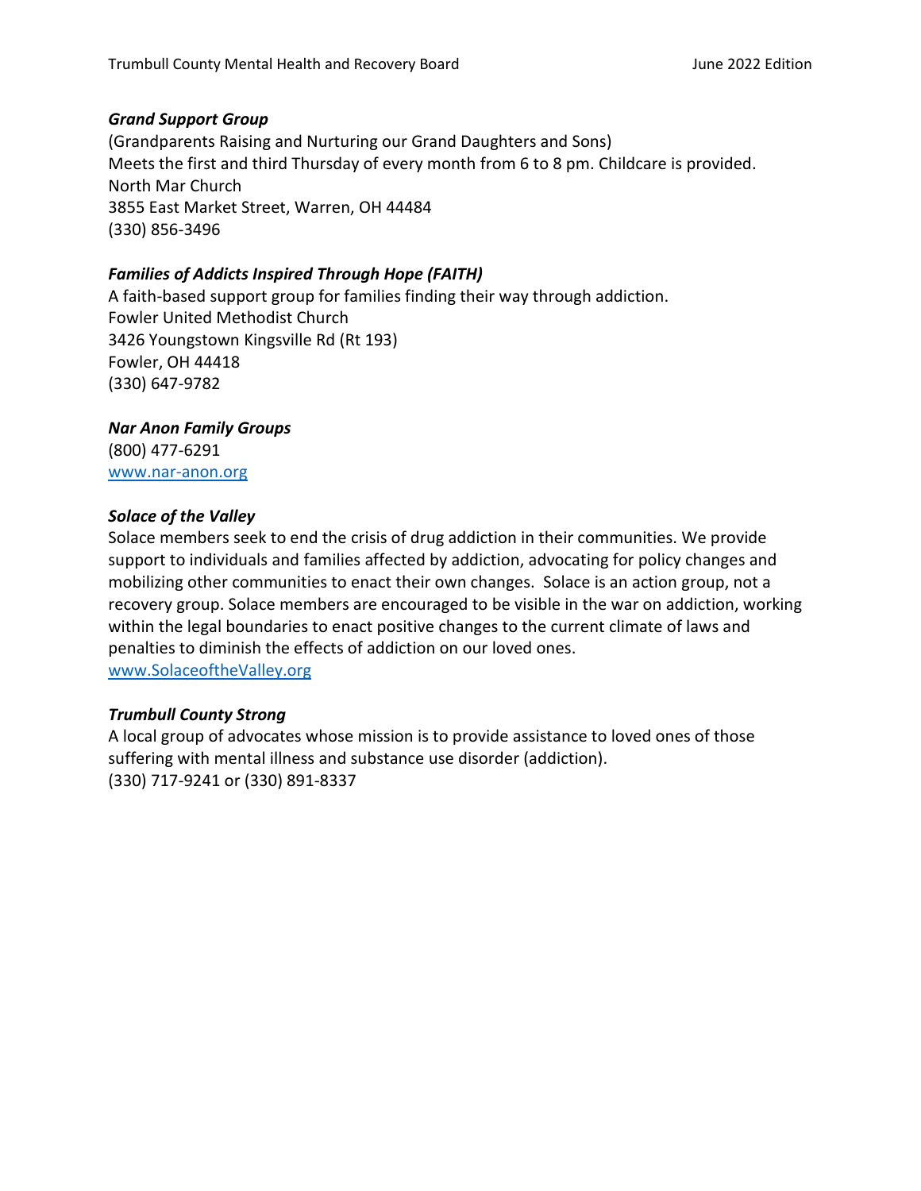***Grand Support Group***

(Grandparents Raising and Nurturing our Grand Daughters and Sons)
Meets the first and third Thursday of every month from 6 to 8 pm. Childcare is provided.
North Mar Church
3855 East Market Street, Warren, OH 44484
(330) 856-3496

***Families of Addicts Inspired Through Hope (FAITH)***

A faith-based support group for families finding their way through addiction.
Fowler United Methodist Church
3426 Youngstown Kingsville Rd (Rt 193)
Fowler, OH 44418
(330) 647-9782

***Nar Anon Family Groups***

(800) 477-6291
[www.nar-anon.org](http://www.nar-anon.org)

***Solace of the Valley***

Solace members seek to end the crisis of drug addiction in their communities. We provide support to individuals and families affected by addiction, advocating for policy changes and mobilizing other communities to enact their own changes. Solace is an action group, not a recovery group. Solace members are encouraged to be visible in the war on addiction, working within the legal boundaries to enact positive changes to the current climate of laws and penalties to diminish the effects of addiction on our loved ones.
[www.SolaceoftheValley.org](http://www.SolaceoftheValley.org)

***Trumbull County Strong***

A local group of advocates whose mission is to provide assistance to loved ones of those suffering with mental illness and substance use disorder (addiction).
(330) 717-9241 or (330) 891-8337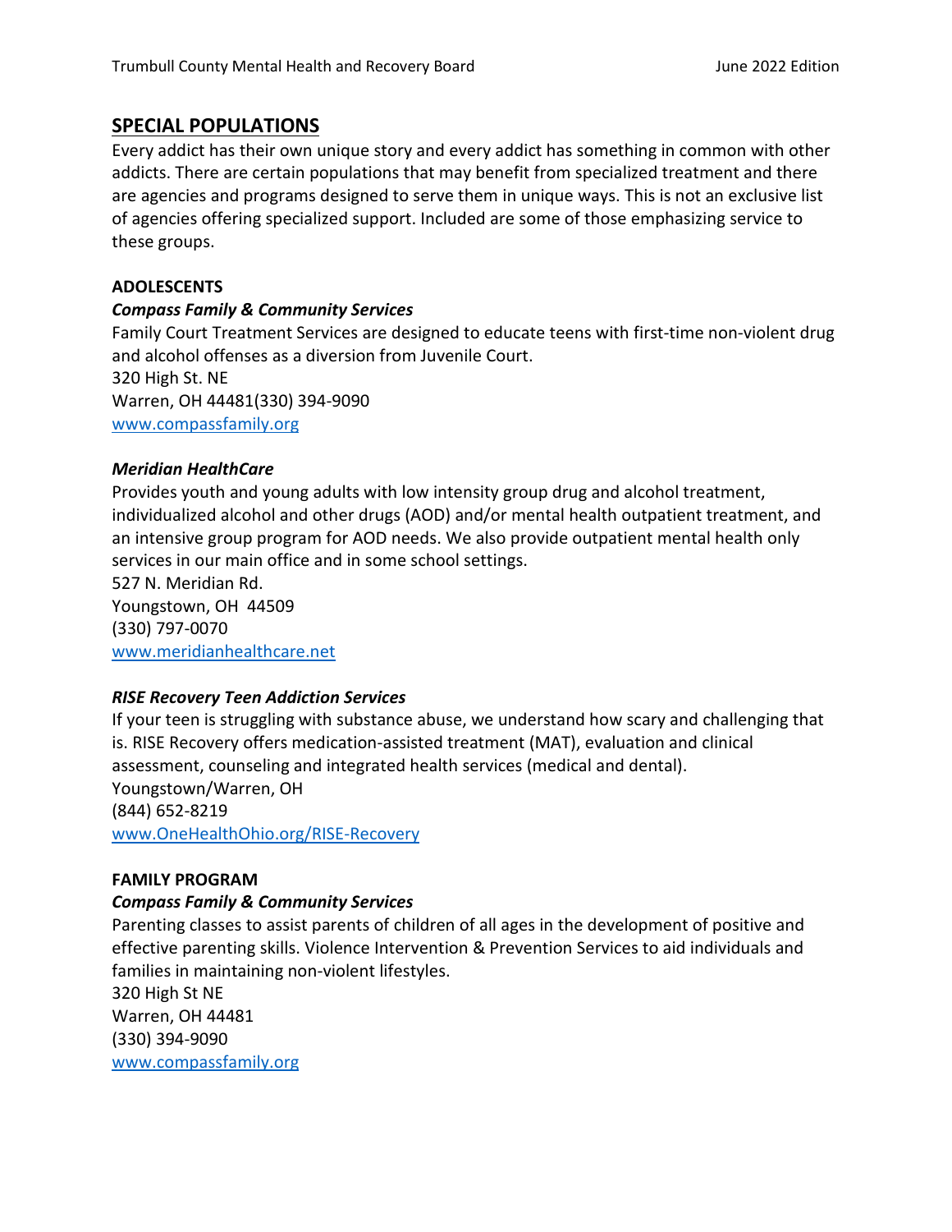## SPECIAL POPULATIONS

Every addict has their own unique story and every addict has something in common with other addicts. There are certain populations that may benefit from specialized treatment and there are agencies and programs designed to serve them in unique ways. This is not an exclusive list of agencies offering specialized support. Included are some of those emphasizing service to these groups.

### ADOLESCENTS

***Compass Family & Community Services***

Family Court Treatment Services are designed to educate teens with first-time non-violent drug and alcohol offenses as a diversion from Juvenile Court.
320 High St. NE
Warren, OH 44481(330) 394-9090
www.compassfamily.org

***Meridian HealthCare***

Provides youth and young adults with low intensity group drug and alcohol treatment, individualized alcohol and other drugs (AOD) and/or mental health outpatient treatment, and an intensive group program for AOD needs. We also provide outpatient mental health only services in our main office and in some school settings.
527 N. Meridian Rd.
Youngstown, OH 44509
(330) 797-0070
www.meridianhealthcare.net

***RISE Recovery Teen Addiction Services***

If your teen is struggling with substance abuse, we understand how scary and challenging that is. RISE Recovery offers medication-assisted treatment (MAT), evaluation and clinical assessment, counseling and integrated health services (medical and dental).
Youngstown/Warren, OH
(844) 652-8219
www.OneHealthOhio.org/RISE-Recovery

### FAMILY PROGRAM

***Compass Family & Community Services***

Parenting classes to assist parents of children of all ages in the development of positive and effective parenting skills. Violence Intervention & Prevention Services to aid individuals and families in maintaining non-violent lifestyles.
320 High St NE
Warren, OH 44481
(330) 394-9090
www.compassfamily.org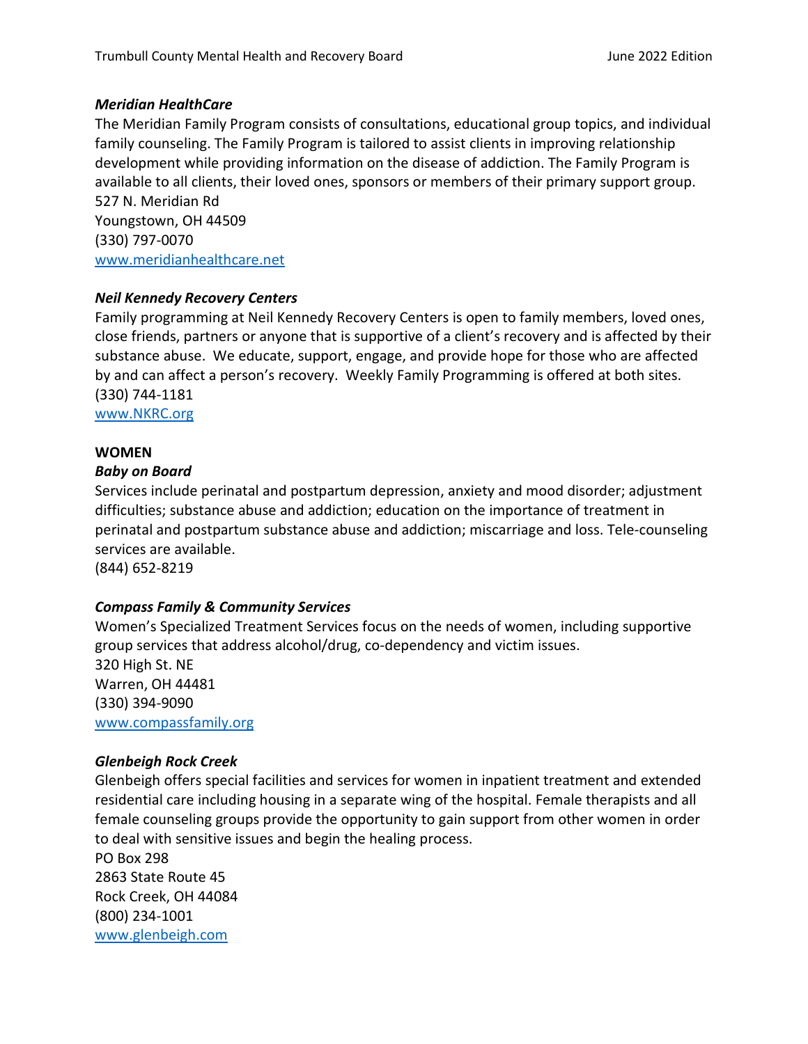***Meridian HealthCare***

The Meridian Family Program consists of consultations, educational group topics, and individual family counseling. The Family Program is tailored to assist clients in improving relationship development while providing information on the disease of addiction. The Family Program is available to all clients, their loved ones, sponsors or members of their primary support group.
527 N. Meridian Rd
Youngstown, OH 44509
(330) 797-0070
www.meridianhealthcare.net

***Neil Kennedy Recovery Centers***

Family programming at Neil Kennedy Recovery Centers is open to family members, loved ones, close friends, partners or anyone that is supportive of a client's recovery and is affected by their substance abuse. We educate, support, engage, and provide hope for those who are affected by and can affect a person's recovery. Weekly Family Programming is offered at both sites.
(330) 744-1181
www.NKRC.org

**WOMEN**

***Baby on Board***

Services include perinatal and postpartum depression, anxiety and mood disorder; adjustment difficulties; substance abuse and addiction; education on the importance of treatment in perinatal and postpartum substance abuse and addiction; miscarriage and loss. Tele-counseling services are available.
(844) 652-8219

***Compass Family & Community Services***

Women's Specialized Treatment Services focus on the needs of women, including supportive group services that address alcohol/drug, co-dependency and victim issues.
320 High St. NE
Warren, OH 44481
(330) 394-9090
www.compassfamily.org

***Glenbeigh Rock Creek***

Glenbeigh offers special facilities and services for women in inpatient treatment and extended residential care including housing in a separate wing of the hospital. Female therapists and all female counseling groups provide the opportunity to gain support from other women in order to deal with sensitive issues and begin the healing process.
PO Box 298
2863 State Route 45
Rock Creek, OH 44084
(800) 234-1001
www.glenbeigh.com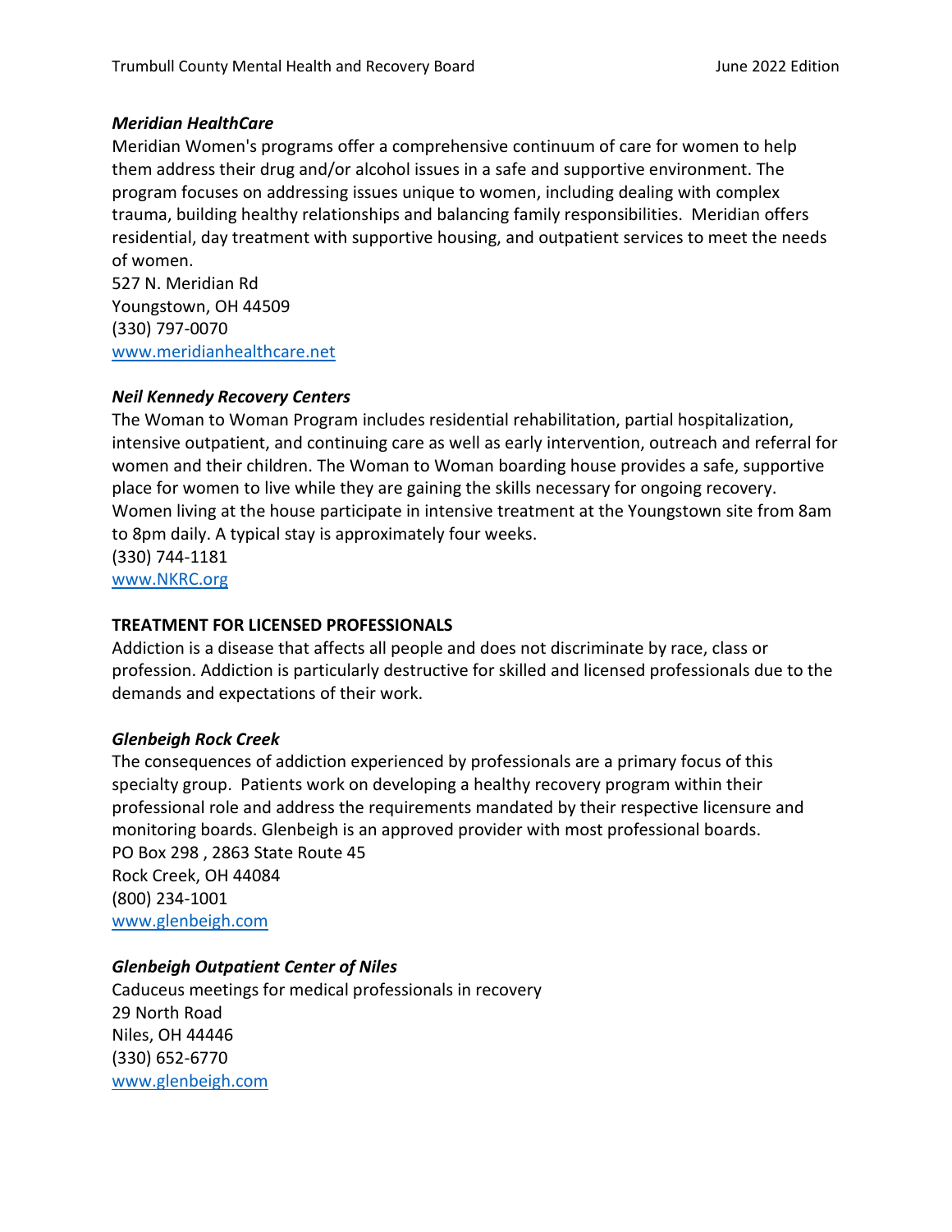### *Meridian HealthCare*

Meridian Women's programs offer a comprehensive continuum of care for women to help them address their drug and/or alcohol issues in a safe and supportive environment. The program focuses on addressing issues unique to women, including dealing with complex trauma, building healthy relationships and balancing family responsibilities. Meridian offers residential, day treatment with supportive housing, and outpatient services to meet the needs of women.

527 N. Meridian Rd  
Youngstown, OH 44509  
(330) 797-0070  
www.meridianhealthcare.net

### *Neil Kennedy Recovery Centers*

The Woman to Woman Program includes residential rehabilitation, partial hospitalization, intensive outpatient, and continuing care as well as early intervention, outreach and referral for women and their children. The Woman to Woman boarding house provides a safe, supportive place for women to live while they are gaining the skills necessary for ongoing recovery. Women living at the house participate in intensive treatment at the Youngstown site from 8am to 8pm daily. A typical stay is approximately four weeks.

(330) 744-1181  
www.NKRC.org

## TREATMENT FOR LICENSED PROFESSIONALS

Addiction is a disease that affects all people and does not discriminate by race, class or profession. Addiction is particularly destructive for skilled and licensed professionals due to the demands and expectations of their work.

### *Glenbeigh Rock Creek*

The consequences of addiction experienced by professionals are a primary focus of this specialty group. Patients work on developing a healthy recovery program within their professional role and address the requirements mandated by their respective licensure and monitoring boards. Glenbeigh is an approved provider with most professional boards.

PO Box 298 , 2863 State Route 45  
Rock Creek, OH 44084  
(800) 234-1001  
www.glenbeigh.com

### *Glenbeigh Outpatient Center of Niles*

Caduceus meetings for medical professionals in recovery

29 North Road  
Niles, OH 44446  
(330) 652-6770  
www.glenbeigh.com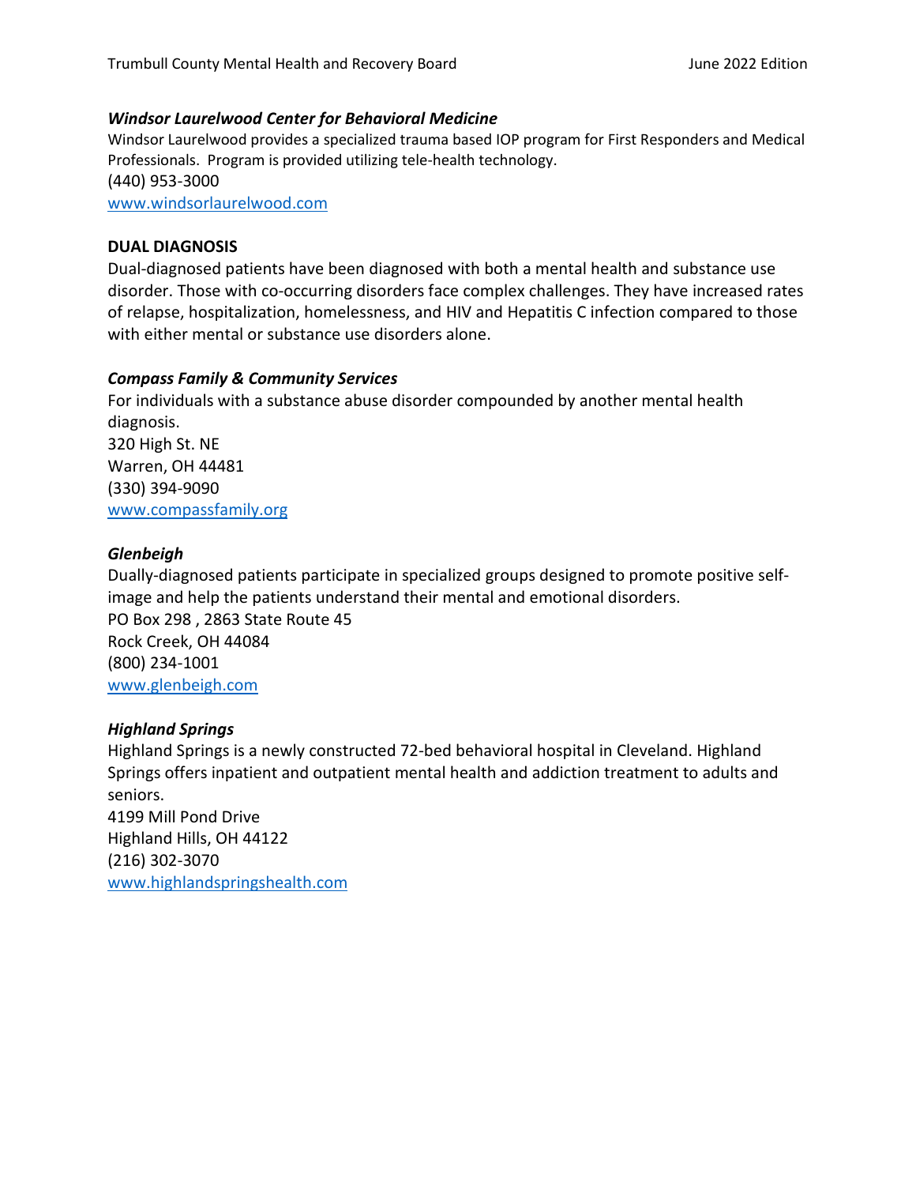***Windsor Laurelwood Center for Behavioral Medicine***

Windsor Laurelwood provides a specialized trauma based IOP program for First Responders and Medical Professionals. Program is provided utilizing tele-health technology.
(440) 953-3000
www.windsorlaurelwood.com

**DUAL DIAGNOSIS**

Dual-diagnosed patients have been diagnosed with both a mental health and substance use disorder. Those with co-occurring disorders face complex challenges. They have increased rates of relapse, hospitalization, homelessness, and HIV and Hepatitis C infection compared to those with either mental or substance use disorders alone.

***Compass Family & Community Services***

For individuals with a substance abuse disorder compounded by another mental health diagnosis.
320 High St. NE
Warren, OH 44481
(330) 394-9090
www.compassfamily.org

***Glenbeigh***

Dually-diagnosed patients participate in specialized groups designed to promote positive self-image and help the patients understand their mental and emotional disorders.
PO Box 298 , 2863 State Route 45
Rock Creek, OH 44084
(800) 234-1001
www.glenbeigh.com

***Highland Springs***

Highland Springs is a newly constructed 72-bed behavioral hospital in Cleveland. Highland Springs offers inpatient and outpatient mental health and addiction treatment to adults and seniors.
4199 Mill Pond Drive
Highland Hills, OH 44122
(216) 302-3070
www.highlandspringshealth.com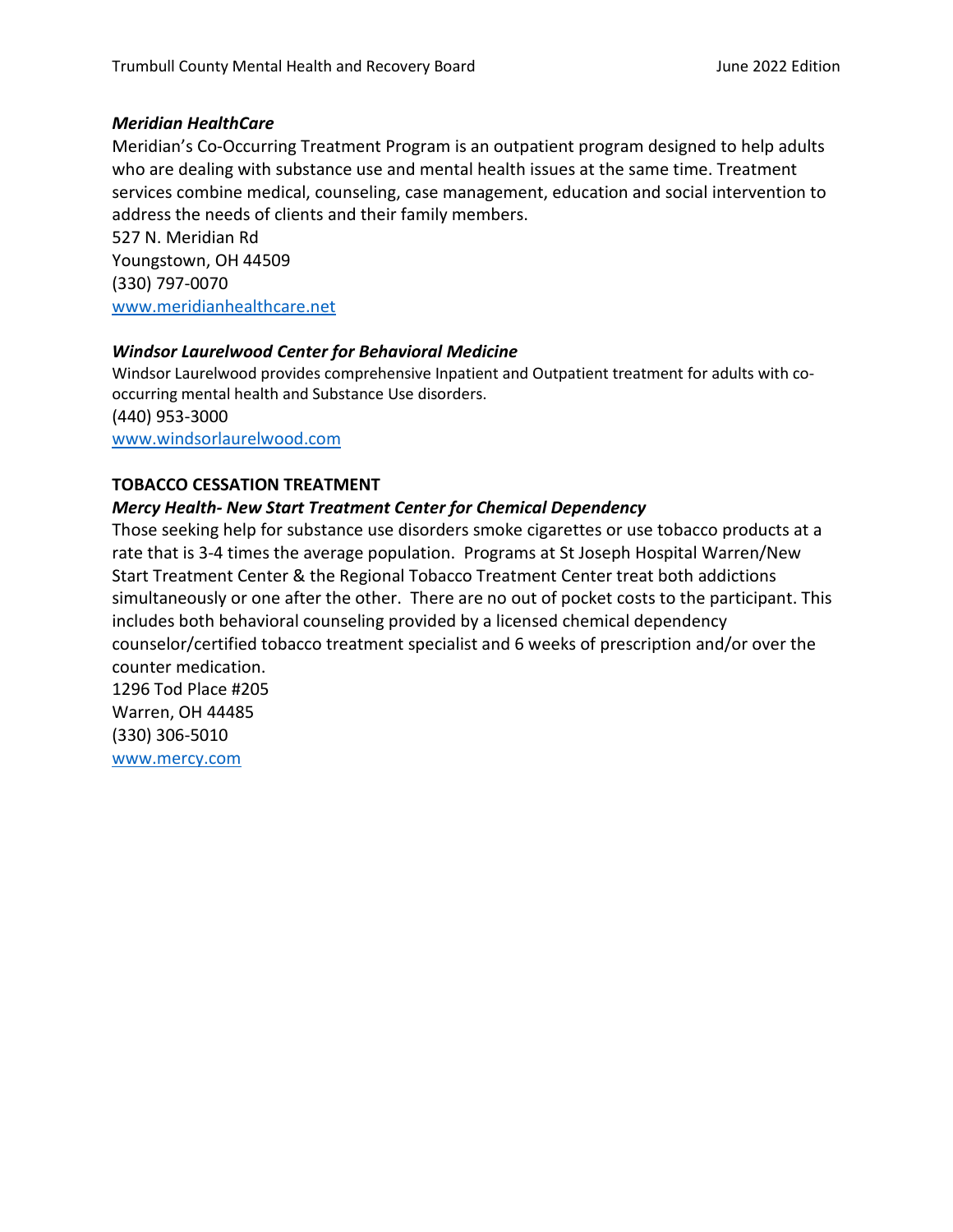***Meridian HealthCare***

Meridian's Co-Occurring Treatment Program is an outpatient program designed to help adults who are dealing with substance use and mental health issues at the same time. Treatment services combine medical, counseling, case management, education and social intervention to address the needs of clients and their family members.

527 N. Meridian Rd  
Youngstown, OH 44509  
(330) 797-0070  
www.meridianhealthcare.net

***Windsor Laurelwood Center for Behavioral Medicine***

Windsor Laurelwood provides comprehensive Inpatient and Outpatient treatment for adults with co-occurring mental health and Substance Use disorders.

(440) 953-3000  
www.windsorlaurelwood.com

**TOBACCO CESSATION TREATMENT**

***Mercy Health- New Start Treatment Center for Chemical Dependency***

Those seeking help for substance use disorders smoke cigarettes or use tobacco products at a rate that is 3-4 times the average population. Programs at St Joseph Hospital Warren/New Start Treatment Center & the Regional Tobacco Treatment Center treat both addictions simultaneously or one after the other. There are no out of pocket costs to the participant. This includes both behavioral counseling provided by a licensed chemical dependency counselor/certified tobacco treatment specialist and 6 weeks of prescription and/or over the counter medication.

1296 Tod Place #205  
Warren, OH 44485  
(330) 306-5010  
www.mercy.com